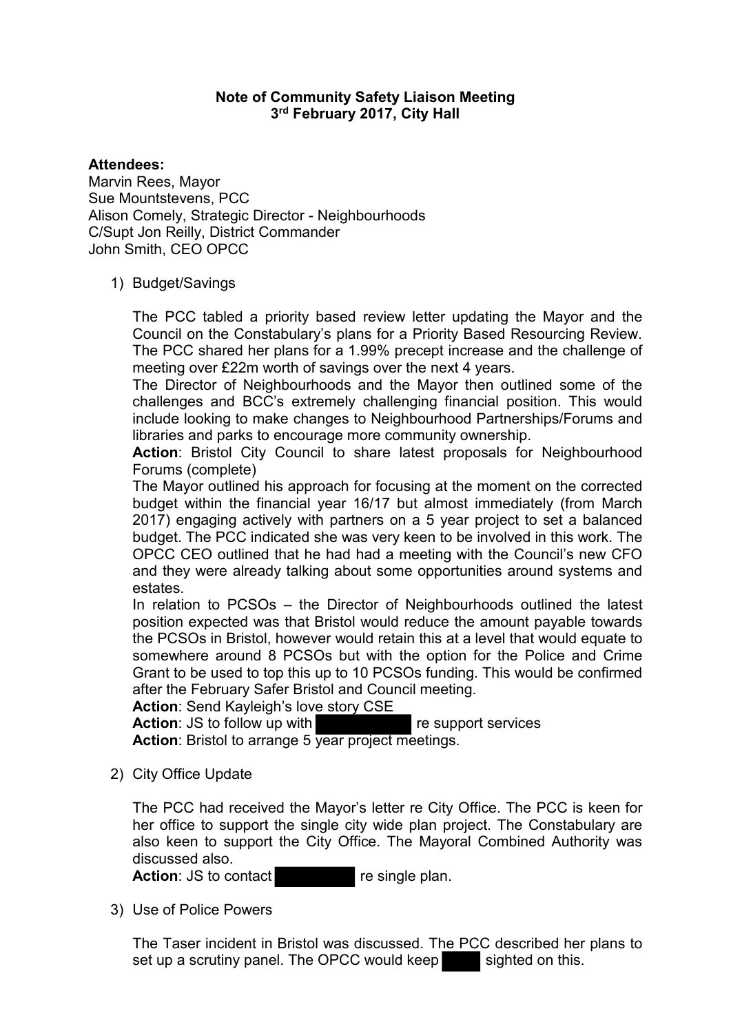**Note of Community Safety Liaison Meeting**
**3rd February 2017, City Hall**

**Attendees:**
Marvin Rees, Mayor
Sue Mountstevens, PCC
Alison Comely, Strategic Director - Neighbourhoods
C/Supt Jon Reilly, District Commander
John Smith, CEO OPCC

1) Budget/Savings

   The PCC tabled a priority based review letter updating the Mayor and the Council on the Constabulary's plans for a Priority Based Resourcing Review. The PCC shared her plans for a 1.99% precept increase and the challenge of meeting over £22m worth of savings over the next 4 years.
   The Director of Neighbourhoods and the Mayor then outlined some of the challenges and BCC's extremely challenging financial position. This would include looking to make changes to Neighbourhood Partnerships/Forums and libraries and parks to encourage more community ownership.
   **Action**: Bristol City Council to share latest proposals for Neighbourhood Forums (complete)
   The Mayor outlined his approach for focusing at the moment on the corrected budget within the financial year 16/17 but almost immediately (from March 2017) engaging actively with partners on a 5 year project to set a balanced budget. The PCC indicated she was very keen to be involved in this work. The OPCC CEO outlined that he had had a meeting with the Council's new CFO and they were already talking about some opportunities around systems and estates.
   In relation to PCSOs – the Director of Neighbourhoods outlined the latest position expected was that Bristol would reduce the amount payable towards the PCSOs in Bristol, however would retain this at a level that would equate to somewhere around 8 PCSOs but with the option for the Police and Crime Grant to be used to top this up to 10 PCSOs funding. This would be confirmed after the February Safer Bristol and Council meeting.
   **Action**: Send Kayleigh's love story CSE
   **Action**: JS to follow up with [REDACTED] re support services
   **Action**: Bristol to arrange 5 year project meetings.

2) City Office Update

   The PCC had received the Mayor's letter re City Office. The PCC is keen for her office to support the single city wide plan project. The Constabulary are also keen to support the City Office. The Mayoral Combined Authority was discussed also.
   **Action**: JS to contact [REDACTED] re single plan.

3) Use of Police Powers

   The Taser incident in Bristol was discussed. The PCC described her plans to set up a scrutiny panel. The OPCC would keep [REDACTED] sighted on this.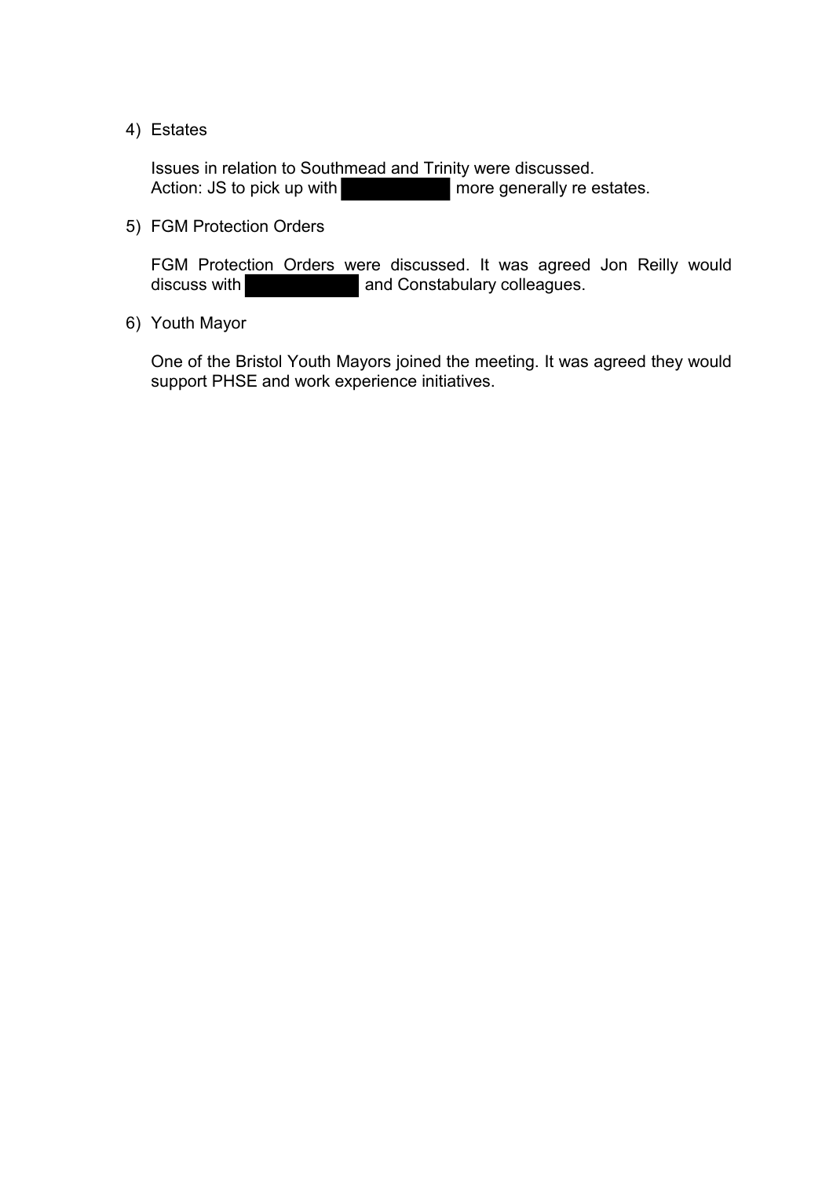4) Estates

   Issues in relation to Southmead and Trinity were discussed.
   Action: JS to pick up with [redacted] more generally re estates.

5) FGM Protection Orders

   FGM Protection Orders were discussed. It was agreed Jon Reilly would discuss with [redacted] and Constabulary colleagues.

6) Youth Mayor

   One of the Bristol Youth Mayors joined the meeting. It was agreed they would support PHSE and work experience initiatives.